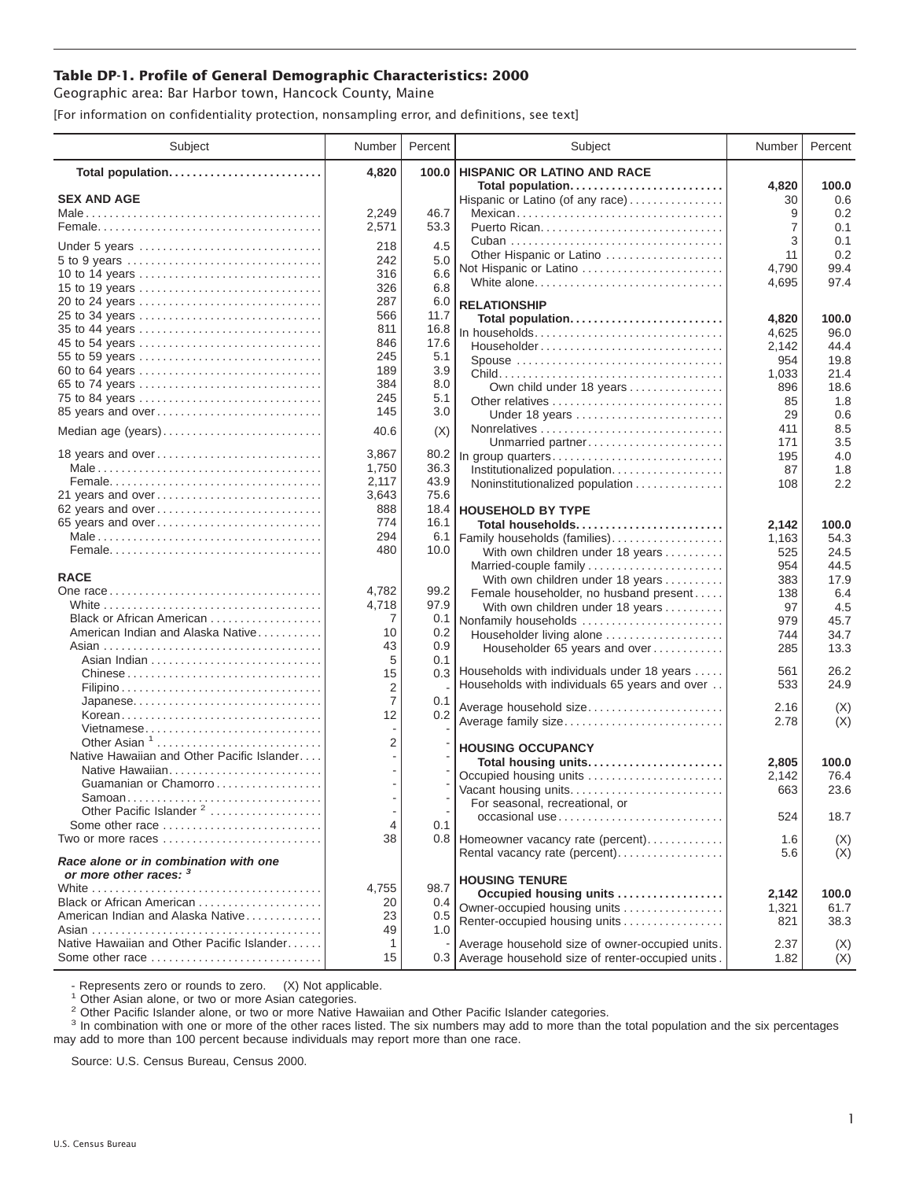# Table DP-1. Profile of General Demographic Characteristics: 2000

Geographic area: Bar Harbor town, Hancock County, Maine

[For information on confidentiality protection, nonsampling error, and definitions, see text]

| Subject | Number | Percent | Subject | Number | Percent |
|---|---|---|---|---|---|
| **Total population** | **4,820** | **100.0** | **HISPANIC OR LATINO AND RACE** | | |
| | | | **Total population** | **4,820** | **100.0** |
| **SEX AND AGE** | | | Hispanic or Latino (of any race) | 30 | 0.6 |
| Male | 2,249 | 46.7 | Mexican | 9 | 0.2 |
| Female | 2,571 | 53.3 | Puerto Rican | 7 | 0.1 |
| Under 5 years | 218 | 4.5 | Cuban | 3 | 0.1 |
| 5 to 9 years | 242 | 5.0 | Other Hispanic or Latino | 11 | 0.2 |
| 10 to 14 years | 316 | 6.6 | Not Hispanic or Latino | 4,790 | 99.4 |
| 15 to 19 years | 326 | 6.8 | White alone | 4,695 | 97.4 |
| 20 to 24 years | 287 | 6.0 | **RELATIONSHIP** | | |
| 25 to 34 years | 566 | 11.7 | **Total population** | **4,820** | **100.0** |
| 35 to 44 years | 811 | 16.8 | In households | 4,625 | 96.0 |
| 45 to 54 years | 846 | 17.6 | Householder | 2,142 | 44.4 |
| 55 to 59 years | 245 | 5.1 | Spouse | 954 | 19.8 |
| 60 to 64 years | 189 | 3.9 | Child | 1,033 | 21.4 |
| 65 to 74 years | 384 | 8.0 | Own child under 18 years | 896 | 18.6 |
| 75 to 84 years | 245 | 5.1 | Other relatives | 85 | 1.8 |
| 85 years and over | 145 | 3.0 | Under 18 years | 29 | 0.6 |
| Median age (years) | 40.6 | (X) | Nonrelatives | 411 | 8.5 |
| | | | Unmarried partner | 171 | 3.5 |
| 18 years and over | 3,867 | 80.2 | In group quarters | 195 | 4.0 |
| Male | 1,750 | 36.3 | Institutionalized population | 87 | 1.8 |
| Female | 2,117 | 43.9 | Noninstitutionalized population | 108 | 2.2 |
| 21 years and over | 3,643 | 75.6 | | | |
| 62 years and over | 888 | 18.4 | **HOUSEHOLD BY TYPE** | | |
| 65 years and over | 774 | 16.1 | **Total households** | **2,142** | **100.0** |
| Male | 294 | 6.1 | Family households (families) | 1,163 | 54.3 |
| Female | 480 | 10.0 | With own children under 18 years | 525 | 24.5 |
| | | | Married-couple family | 954 | 44.5 |
| **RACE** | | | With own children under 18 years | 383 | 17.9 |
| One race | 4,782 | 99.2 | Female householder, no husband present | 138 | 6.4 |
| White | 4,718 | 97.9 | With own children under 18 years | 97 | 4.5 |
| Black or African American | 7 | 0.1 | Nonfamily households | 979 | 45.7 |
| American Indian and Alaska Native | 10 | 0.2 | Householder living alone | 744 | 34.7 |
| Asian | 43 | 0.9 | Householder 65 years and over | 285 | 13.3 |
| Asian Indian | 5 | 0.1 | | | |
| Chinese | 15 | 0.3 | Households with individuals under 18 years | 561 | 26.2 |
| Filipino | 2 | - | Households with individuals 65 years and over | 533 | 24.9 |
| Japanese | 7 | 0.1 | Average household size | 2.16 | (X) |
| Korean | 12 | 0.2 | Average family size | 2.78 | (X) |
| Vietnamese | - | - | | | |
| Other Asian [1] | 2 | - | **HOUSING OCCUPANCY** | | |
| Native Hawaiian and Other Pacific Islander | - | - | **Total housing units** | **2,805** | **100.0** |
| Native Hawaiian | - | - | Occupied housing units | 2,142 | 76.4 |
| Guamanian or Chamorro | - | - | Vacant housing units | 663 | 23.6 |
| Samoan | - | - | For seasonal, recreational, or | | |
| Other Pacific Islander [2] | - | - | occasional use | 524 | 18.7 |
| Some other race | 4 | 0.1 | | | |
| Two or more races | 38 | 0.8 | Homeowner vacancy rate (percent) | 1.6 | (X) |
| | | | Rental vacancy rate (percent) | 5.6 | (X) |
| ***Race alone or in combination with one or more other races:*** [3] | | | | | |
| | | | **HOUSING TENURE** | | |
| White | 4,755 | 98.7 | **Occupied housing units** | **2,142** | **100.0** |
| Black or African American | 20 | 0.4 | Owner-occupied housing units | 1,321 | 61.7 |
| American Indian and Alaska Native | 23 | 0.5 | Renter-occupied housing units | 821 | 38.3 |
| Asian | 49 | 1.0 | | | |
| Native Hawaiian and Other Pacific Islander | 1 | - | Average household size of owner-occupied units | 2.37 | (X) |
| Some other race | 15 | 0.3 | Average household size of renter-occupied units | 1.82 | (X) |

- Represents zero or rounds to zero. (X) Not applicable.

[1] Other Asian alone, or two or more Asian categories.

[2] Other Pacific Islander alone, or two or more Native Hawaiian and Other Pacific Islander categories.

[3] In combination with one or more of the other races listed. The six numbers may add to more than the total population and the six percentages may add to more than 100 percent because individuals may report more than one race.

Source: U.S. Census Bureau, Census 2000.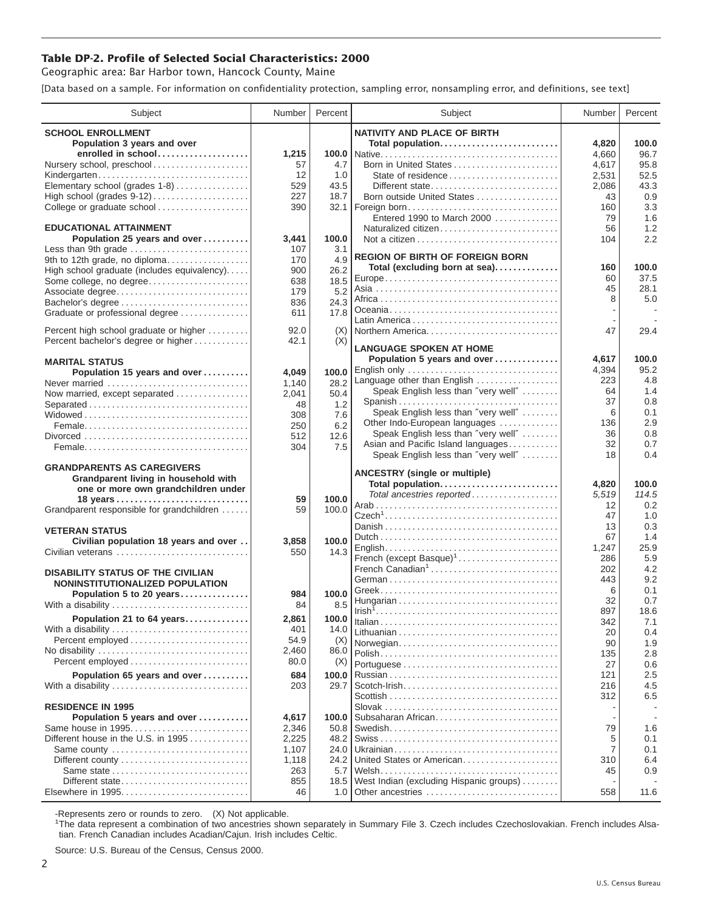## Table DP-2. Profile of Selected Social Characteristics: 2000

Geographic area: Bar Harbor town, Hancock County, Maine

[Data based on a sample. For information on confidentiality protection, sampling error, nonsampling error, and definitions, see text]

| Subject | Number | Percent |
|---|---|---|
| **SCHOOL ENROLLMENT** | | |
| **Population 3 years and over enrolled in school** | **1,215** | **100.0** |
| Nursery school, preschool | 57 | 4.7 |
| Kindergarten | 12 | 1.0 |
| Elementary school (grades 1-8) | 529 | 43.5 |
| High school (grades 9-12) | 227 | 18.7 |
| College or graduate school | 390 | 32.1 |
| **EDUCATIONAL ATTAINMENT** | | |
| **Population 25 years and over** | **3,441** | **100.0** |
| Less than 9th grade | 107 | 3.1 |
| 9th to 12th grade, no diploma | 170 | 4.9 |
| High school graduate (includes equivalency) | 900 | 26.2 |
| Some college, no degree | 638 | 18.5 |
| Associate degree | 179 | 5.2 |
| Bachelor's degree | 836 | 24.3 |
| Graduate or professional degree | 611 | 17.8 |
| Percent high school graduate or higher | 92.0 | (X) |
| Percent bachelor's degree or higher | 42.1 | (X) |
| **MARITAL STATUS** | | |
| **Population 15 years and over** | **4,049** | **100.0** |
| Never married | 1,140 | 28.2 |
| Now married, except separated | 2,041 | 50.4 |
| Separated | 48 | 1.2 |
| Widowed | 308 | 7.6 |
| Female | 250 | 6.2 |
| Divorced | 512 | 12.6 |
| Female | 304 | 7.5 |
| **GRANDPARENTS AS CAREGIVERS** | | |
| **Grandparent living in household with one or more own grandchildren under 18 years** | **59** | **100.0** |
| Grandparent responsible for grandchildren | 59 | 100.0 |
| **VETERAN STATUS** | | |
| **Civilian population 18 years and over** | **3,858** | **100.0** |
| Civilian veterans | 550 | 14.3 |
| **DISABILITY STATUS OF THE CIVILIAN NONINSTITUTIONALIZED POPULATION** | | |
| **Population 5 to 20 years** | **984** | **100.0** |
| With a disability | 84 | 8.5 |
| **Population 21 to 64 years** | **2,861** | **100.0** |
| With a disability | 401 | 14.0 |
| Percent employed | 54.9 | (X) |
| No disability | 2,460 | 86.0 |
| Percent employed | 80.0 | (X) |
| **Population 65 years and over** | **684** | **100.0** |
| With a disability | 203 | 29.7 |
| **RESIDENCE IN 1995** | | |
| **Population 5 years and over** | **4,617** | **100.0** |
| Same house in 1995 | 2,346 | 50.8 |
| Different house in the U.S. in 1995 | 2,225 | 48.2 |
| Same county | 1,107 | 24.0 |
| Different county | 1,118 | 24.2 |
| Same state | 263 | 5.7 |
| Different state | 855 | 18.5 |
| Elsewhere in 1995 | 46 | 1.0 |

| Subject | Number | Percent |
|---|---|---|
| **NATIVITY AND PLACE OF BIRTH** | | |
| **Total population** | **4,820** | **100.0** |
| Native | 4,660 | 96.7 |
| Born in United States | 4,617 | 95.8 |
| State of residence | 2,531 | 52.5 |
| Different state | 2,086 | 43.3 |
| Born outside United States | 43 | 0.9 |
| Foreign born | 160 | 3.3 |
| Entered 1990 to March 2000 | 79 | 1.6 |
| Naturalized citizen | 56 | 1.2 |
| Not a citizen | 104 | 2.2 |
| **REGION OF BIRTH OF FOREIGN BORN** | | |
| **Total (excluding born at sea)** | **160** | **100.0** |
| Europe | 60 | 37.5 |
| Asia | 45 | 28.1 |
| Africa | 8 | 5.0 |
| Oceania | - | - |
| Latin America | - | - |
| Northern America | 47 | 29.4 |
| **LANGUAGE SPOKEN AT HOME** | | |
| **Population 5 years and over** | **4,617** | **100.0** |
| English only | 4,394 | 95.2 |
| Language other than English | 223 | 4.8 |
| Speak English less than "very well" | 64 | 1.4 |
| Spanish | 37 | 0.8 |
| Speak English less than "very well" | 6 | 0.1 |
| Other Indo-European languages | 136 | 2.9 |
| Speak English less than "very well" | 36 | 0.8 |
| Asian and Pacific Island languages | 32 | 0.7 |
| Speak English less than "very well" | 18 | 0.4 |
| **ANCESTRY (single or multiple)** | | |
| **Total population** | **4,820** | **100.0** |
| *Total ancestries reported* | *5,519* | *114.5* |
| Arab | 12 | 0.2 |
| Czech[1] | 47 | 1.0 |
| Danish | 13 | 0.3 |
| Dutch | 67 | 1.4 |
| English | 1,247 | 25.9 |
| French (except Basque)[1] | 286 | 5.9 |
| French Canadian[1] | 202 | 4.2 |
| German | 443 | 9.2 |
| Greek | 6 | 0.1 |
| Hungarian | 32 | 0.7 |
| Irish[1] | 897 | 18.6 |
| Italian | 342 | 7.1 |
| Lithuanian | 20 | 0.4 |
| Norwegian | 90 | 1.9 |
| Polish | 135 | 2.8 |
| Portuguese | 27 | 0.6 |
| Russian | 121 | 2.5 |
| Scotch-Irish | 216 | 4.5 |
| Scottish | 312 | 6.5 |
| Slovak | - | - |
| Subsaharan African | - | - |
| Swedish | 79 | 1.6 |
| Swiss | 5 | 0.1 |
| Ukrainian | 7 | 0.1 |
| United States or American | 310 | 6.4 |
| Welsh | 45 | 0.9 |
| West Indian (excluding Hispanic groups) | - | - |
| Other ancestries | 558 | 11.6 |

-Represents zero or rounds to zero. (X) Not applicable.

[1]The data represent a combination of two ancestries shown separately in Summary File 3. Czech includes Czechoslovakian. French includes Alsatian. French Canadian includes Acadian/Cajun. Irish includes Celtic.

Source: U.S. Bureau of the Census, Census 2000.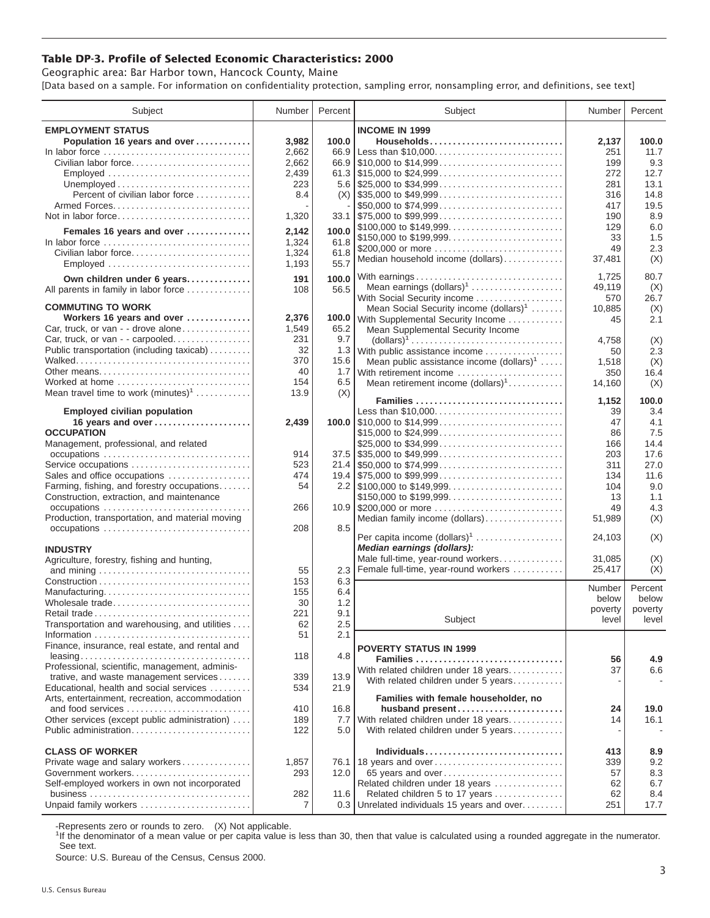# Table DP-3. Profile of Selected Economic Characteristics: 2000

Geographic area: Bar Harbor town, Hancock County, Maine

[Data based on a sample. For information on confidentiality protection, sampling error, nonsampling error, and definitions, see text]

| Subject | Number | Percent |
|---|---|---|
| **EMPLOYMENT STATUS** | | |
| **Population 16 years and over** | **3,982** | **100.0** |
| In labor force | 2,662 | 66.9 |
| Civilian labor force | 2,662 | 66.9 |
| Employed | 2,439 | 61.3 |
| Unemployed | 223 | 5.6 |
| Percent of civilian labor force | 8.4 | (X) |
| Armed Forces | - | - |
| Not in labor force | 1,320 | 33.1 |
| **Females 16 years and over** | **2,142** | **100.0** |
| In labor force | 1,324 | 61.8 |
| Civilian labor force | 1,324 | 61.8 |
| Employed | 1,193 | 55.7 |
| **Own children under 6 years** | **191** | **100.0** |
| All parents in family in labor force | 108 | 56.5 |
| **COMMUTING TO WORK** | | |
| **Workers 16 years and over** | **2,376** | **100.0** |
| Car, truck, or van - - drove alone | 1,549 | 65.2 |
| Car, truck, or van - - carpooled | 231 | 9.7 |
| Public transportation (including taxicab) | 32 | 1.3 |
| Walked | 370 | 15.6 |
| Other means | 40 | 1.7 |
| Worked at home | 154 | 6.5 |
| Mean travel time to work (minutes)[1] | 13.9 | (X) |
| **Employed civilian population 16 years and over** | **2,439** | **100.0** |
| **OCCUPATION** | | |
| Management, professional, and related occupations | 914 | 37.5 |
| Service occupations | 523 | 21.4 |
| Sales and office occupations | 474 | 19.4 |
| Farming, fishing, and forestry occupations | 54 | 2.2 |
| Construction, extraction, and maintenance occupations | 266 | 10.9 |
| Production, transportation, and material moving occupations | 208 | 8.5 |
| **INDUSTRY** | | |
| Agriculture, forestry, fishing and hunting, and mining | 55 | 2.3 |
| Construction | 153 | 6.3 |
| Manufacturing | 155 | 6.4 |
| Wholesale trade | 30 | 1.2 |
| Retail trade | 221 | 9.1 |
| Transportation and warehousing, and utilities | 62 | 2.5 |
| Information | 51 | 2.1 |
| Finance, insurance, real estate, and rental and leasing | 118 | 4.8 |
| Professional, scientific, management, administrative, and waste management services | 339 | 13.9 |
| Educational, health and social services | 534 | 21.9 |
| Arts, entertainment, recreation, accommodation and food services | 410 | 16.8 |
| Other services (except public administration) | 189 | 7.7 |
| Public administration | 122 | 5.0 |
| **CLASS OF WORKER** | | |
| Private wage and salary workers | 1,857 | 76.1 |
| Government workers | 293 | 12.0 |
| Self-employed workers in own not incorporated business | 282 | 11.6 |
| Unpaid family workers | 7 | 0.3 |

| Subject | Number | Percent |
|---|---|---|
| **INCOME IN 1999** | | |
| **Households** | **2,137** | **100.0** |
| Less than $10,000 | 251 | 11.7 |
| $10,000 to $14,999 | 199 | 9.3 |
| $15,000 to $24,999 | 272 | 12.7 |
| $25,000 to $34,999 | 281 | 13.1 |
| $35,000 to $49,999 | 316 | 14.8 |
| $50,000 to $74,999 | 417 | 19.5 |
| $75,000 to $99,999 | 190 | 8.9 |
| $100,000 to $149,999 | 129 | 6.0 |
| $150,000 to $199,999 | 33 | 1.5 |
| $200,000 or more | 49 | 2.3 |
| Median household income (dollars) | 37,481 | (X) |
| With earnings | 1,725 | 80.7 |
| Mean earnings (dollars)[1] | 49,119 | (X) |
| With Social Security income | 570 | 26.7 |
| Mean Social Security income (dollars)[1] | 10,885 | (X) |
| With Supplemental Security Income | 45 | 2.1 |
| Mean Supplemental Security Income (dollars)[1] | 4,758 | (X) |
| With public assistance income | 50 | 2.3 |
| Mean public assistance income (dollars)[1] | 1,518 | (X) |
| With retirement income | 350 | 16.4 |
| Mean retirement income (dollars)[1] | 14,160 | (X) |
| **Families** | **1,152** | **100.0** |
| Less than $10,000 | 39 | 3.4 |
| $10,000 to $14,999 | 47 | 4.1 |
| $15,000 to $24,999 | 86 | 7.5 |
| $25,000 to $34,999 | 166 | 14.4 |
| $35,000 to $49,999 | 203 | 17.6 |
| $50,000 to $74,999 | 311 | 27.0 |
| $75,000 to $99,999 | 134 | 11.6 |
| $100,000 to $149,999 | 104 | 9.0 |
| $150,000 to $199,999 | 13 | 1.1 |
| $200,000 or more | 49 | 4.3 |
| Median family income (dollars) | 51,989 | (X) |
| Per capita income (dollars)[1] | 24,103 | (X) |
| ***Median earnings (dollars):*** | | |
| Male full-time, year-round workers | 31,085 | (X) |
| Female full-time, year-round workers | 25,417 | (X) |

| Subject | Number below poverty level | Percent below poverty level |
|---|---|---|
| **POVERTY STATUS IN 1999** | | |
| **Families** | **56** | **4.9** |
| With related children under 18 years | 37 | 6.6 |
| With related children under 5 years | - | - |
| **Families with female householder, no husband present** | **24** | **19.0** |
| With related children under 18 years | 14 | 16.1 |
| With related children under 5 years | - | - |
| **Individuals** | **413** | **8.9** |
| 18 years and over | 339 | 9.2 |
| 65 years and over | 57 | 8.3 |
| Related children under 18 years | 62 | 6.7 |
| Related children 5 to 17 years | 62 | 8.4 |
| Unrelated individuals 15 years and over | 251 | 17.7 |

-Represents zero or rounds to zero. (X) Not applicable.

[1]If the denominator of a mean value or per capita value is less than 30, then that value is calculated using a rounded aggregate in the numerator. See text.

Source: U.S. Bureau of the Census, Census 2000.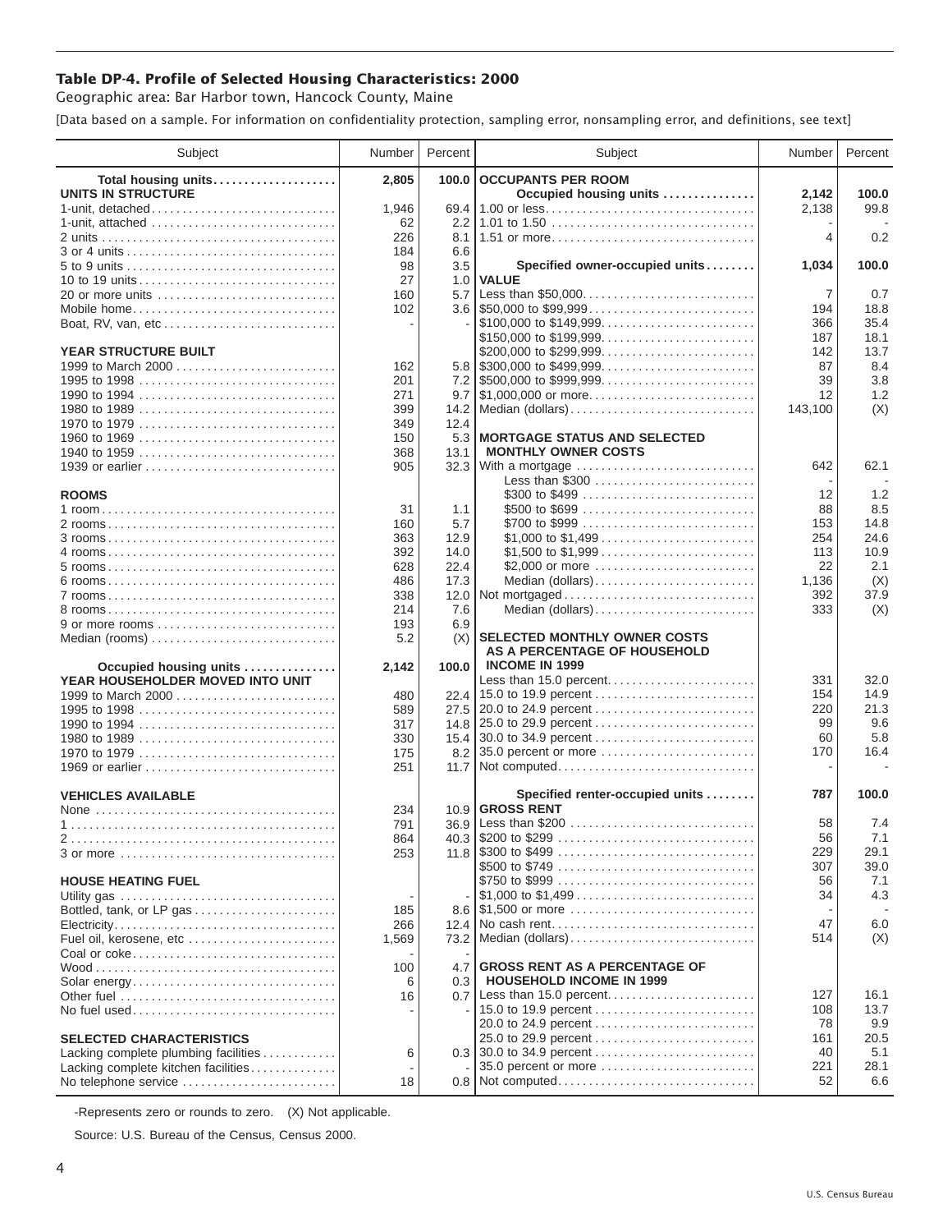# Table DP-4. Profile of Selected Housing Characteristics: 2000

Geographic area: Bar Harbor town, Hancock County, Maine

[Data based on a sample. For information on confidentiality protection, sampling error, nonsampling error, and definitions, see text]

| Subject | Number | Percent | Subject | Number | Percent |
|---|---|---|---|---|---|
| **Total housing units** | **2,805** | **100.0** | **OCCUPANTS PER ROOM** | | |
| **UNITS IN STRUCTURE** | | | **Occupied housing units** | **2,142** | **100.0** |
| 1-unit, detached | 1,946 | 69.4 | 1.00 or less | 2,138 | 99.8 |
| 1-unit, attached | 62 | 2.2 | 1.01 to 1.50 | - | - |
| 2 units | 226 | 8.1 | 1.51 or more | 4 | 0.2 |
| 3 or 4 units | 184 | 6.6 | | | |
| 5 to 9 units | 98 | 3.5 | **Specified owner-occupied units** | **1,034** | **100.0** |
| 10 to 19 units | 27 | 1.0 | **VALUE** | | |
| 20 or more units | 160 | 5.7 | Less than $50,000 | 7 | 0.7 |
| Mobile home | 102 | 3.6 | $50,000 to $99,999 | 194 | 18.8 |
| Boat, RV, van, etc | - | - | $100,000 to $149,999 | 366 | 35.4 |
| | | | $150,000 to $199,999 | 187 | 18.1 |
| **YEAR STRUCTURE BUILT** | | | $200,000 to $299,999 | 142 | 13.7 |
| 1999 to March 2000 | 162 | 5.8 | $300,000 to $499,999 | 87 | 8.4 |
| 1995 to 1998 | 201 | 7.2 | $500,000 to $999,999 | 39 | 3.8 |
| 1990 to 1994 | 271 | 9.7 | $1,000,000 or more | 12 | 1.2 |
| 1980 to 1989 | 399 | 14.2 | Median (dollars) | 143,100 | (X) |
| 1970 to 1979 | 349 | 12.4 | | | |
| 1960 to 1969 | 150 | 5.3 | **MORTGAGE STATUS AND SELECTED MONTHLY OWNER COSTS** | | |
| 1940 to 1959 | 368 | 13.1 | | | |
| 1939 or earlier | 905 | 32.3 | With a mortgage | 642 | 62.1 |
| | | | Less than $300 | - | - |
| **ROOMS** | | | $300 to $499 | 12 | 1.2 |
| 1 room | 31 | 1.1 | $500 to $699 | 88 | 8.5 |
| 2 rooms | 160 | 5.7 | $700 to $999 | 153 | 14.8 |
| 3 rooms | 363 | 12.9 | $1,000 to $1,499 | 254 | 24.6 |
| 4 rooms | 392 | 14.0 | $1,500 to $1,999 | 113 | 10.9 |
| 5 rooms | 628 | 22.4 | $2,000 or more | 22 | 2.1 |
| 6 rooms | 486 | 17.3 | Median (dollars) | 1,136 | (X) |
| 7 rooms | 338 | 12.0 | Not mortgaged | 392 | 37.9 |
| 8 rooms | 214 | 7.6 | Median (dollars) | 333 | (X) |
| 9 or more rooms | 193 | 6.9 | | | |
| Median (rooms) | 5.2 | (X) | **SELECTED MONTHLY OWNER COSTS AS A PERCENTAGE OF HOUSEHOLD INCOME IN 1999** | | |
| **Occupied housing units** | **2,142** | **100.0** | | | |
| **YEAR HOUSEHOLDER MOVED INTO UNIT** | | | Less than 15.0 percent | 331 | 32.0 |
| 1999 to March 2000 | 480 | 22.4 | 15.0 to 19.9 percent | 154 | 14.9 |
| 1995 to 1998 | 589 | 27.5 | 20.0 to 24.9 percent | 220 | 21.3 |
| 1990 to 1994 | 317 | 14.8 | 25.0 to 29.9 percent | 99 | 9.6 |
| 1980 to 1989 | 330 | 15.4 | 30.0 to 34.9 percent | 60 | 5.8 |
| 1970 to 1979 | 175 | 8.2 | 35.0 percent or more | 170 | 16.4 |
| 1969 or earlier | 251 | 11.7 | Not computed | - | - |
| | | | | | |
| **VEHICLES AVAILABLE** | | | **Specified renter-occupied units** | **787** | **100.0** |
| None | 234 | 10.9 | **GROSS RENT** | | |
| 1 | 791 | 36.9 | Less than $200 | 58 | 7.4 |
| 2 | 864 | 40.3 | $200 to $299 | 56 | 7.1 |
| 3 or more | 253 | 11.8 | $300 to $499 | 229 | 29.1 |
| | | | $500 to $749 | 307 | 39.0 |
| **HOUSE HEATING FUEL** | | | $750 to $999 | 56 | 7.1 |
| Utility gas | - | - | $1,000 to $1,499 | 34 | 4.3 |
| Bottled, tank, or LP gas | 185 | 8.6 | $1,500 or more | - | - |
| Electricity | 266 | 12.4 | No cash rent | 47 | 6.0 |
| Fuel oil, kerosene, etc | 1,569 | 73.2 | Median (dollars) | 514 | (X) |
| Coal or coke | - | - | | | |
| Wood | 100 | 4.7 | **GROSS RENT AS A PERCENTAGE OF HOUSEHOLD INCOME IN 1999** | | |
| Solar energy | 6 | 0.3 | | | |
| Other fuel | 16 | 0.7 | Less than 15.0 percent | 127 | 16.1 |
| No fuel used | - | - | 15.0 to 19.9 percent | 108 | 13.7 |
| | | | 20.0 to 24.9 percent | 78 | 9.9 |
| **SELECTED CHARACTERISTICS** | | | 25.0 to 29.9 percent | 161 | 20.5 |
| Lacking complete plumbing facilities | 6 | 0.3 | 30.0 to 34.9 percent | 40 | 5.1 |
| Lacking complete kitchen facilities | - | - | 35.0 percent or more | 221 | 28.1 |
| No telephone service | 18 | 0.8 | Not computed | 52 | 6.6 |

-Represents zero or rounds to zero. (X) Not applicable.

Source: U.S. Bureau of the Census, Census 2000.